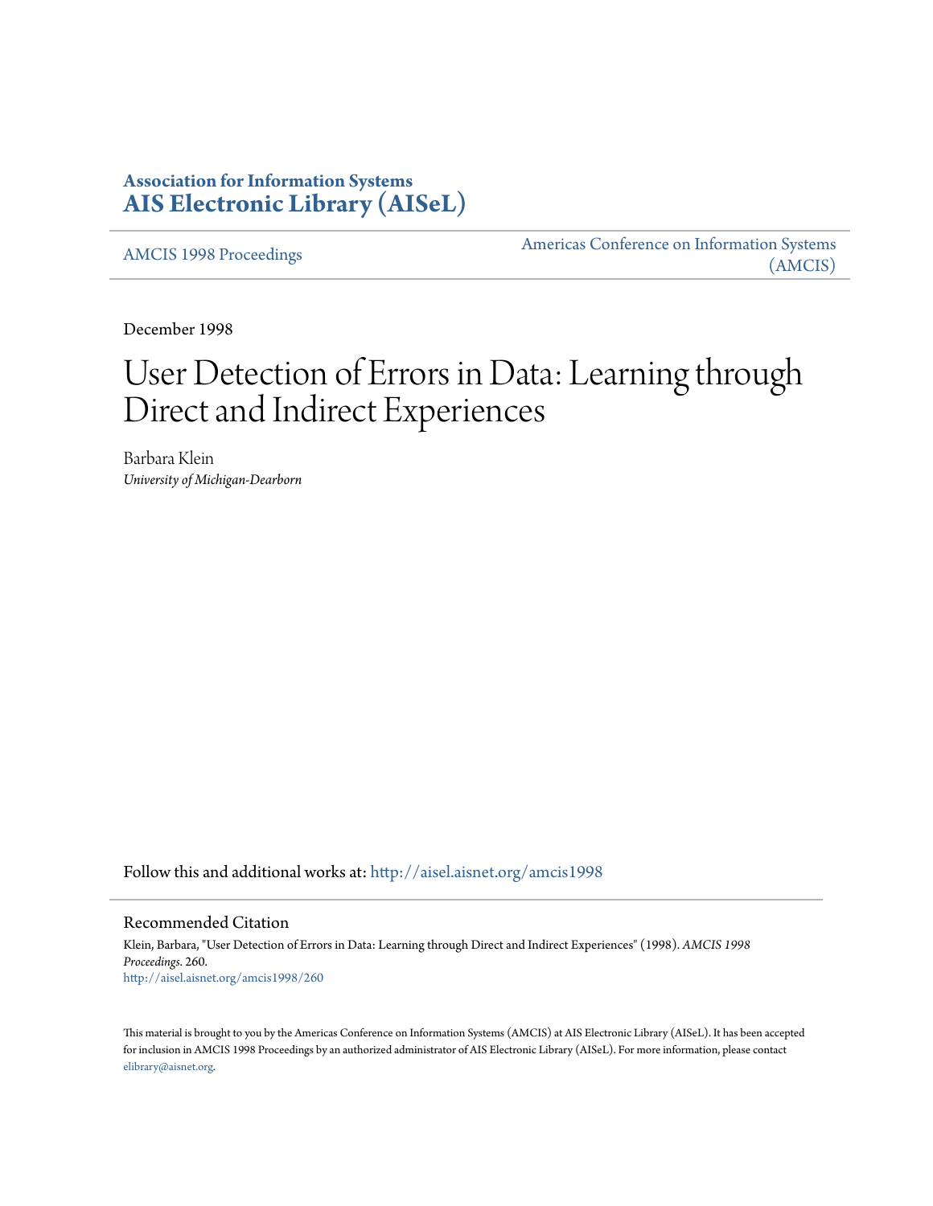**Association for Information Systems**
**AIS Electronic Library (AISeL)**

AMCIS 1998 Proceedings

Americas Conference on Information Systems (AMCIS)

December 1998

# User Detection of Errors in Data: Learning through Direct and Indirect Experiences

Barbara Klein
*University of Michigan-Dearborn*

Follow this and additional works at: http://aisel.aisnet.org/amcis1998

## Recommended Citation

Klein, Barbara, "User Detection of Errors in Data: Learning through Direct and Indirect Experiences" (1998). *AMCIS 1998 Proceedings*. 260.
http://aisel.aisnet.org/amcis1998/260

This material is brought to you by the Americas Conference on Information Systems (AMCIS) at AIS Electronic Library (AISeL). It has been accepted for inclusion in AMCIS 1998 Proceedings by an authorized administrator of AIS Electronic Library (AISeL). For more information, please contact elibrary@aisnet.org.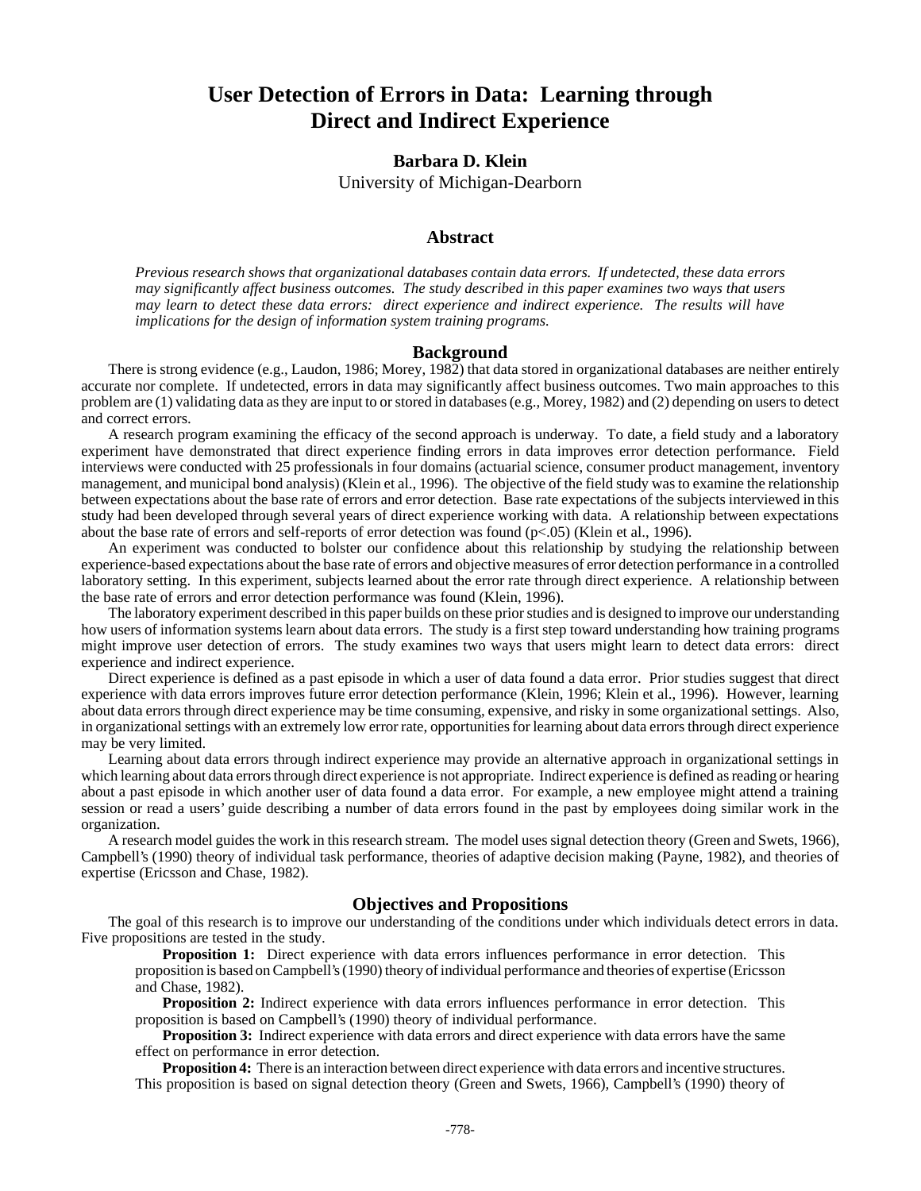# User Detection of Errors in Data: Learning through Direct and Indirect Experience

**Barbara D. Klein**
University of Michigan-Dearborn

## Abstract

*Previous research shows that organizational databases contain data errors. If undetected, these data errors may significantly affect business outcomes. The study described in this paper examines two ways that users may learn to detect these data errors: direct experience and indirect experience. The results will have implications for the design of information system training programs.*

## Background

There is strong evidence (e.g., Laudon, 1986; Morey, 1982) that data stored in organizational databases are neither entirely accurate nor complete. If undetected, errors in data may significantly affect business outcomes. Two main approaches to this problem are (1) validating data as they are input to or stored in databases (e.g., Morey, 1982) and (2) depending on users to detect and correct errors.

A research program examining the efficacy of the second approach is underway. To date, a field study and a laboratory experiment have demonstrated that direct experience finding errors in data improves error detection performance. Field interviews were conducted with 25 professionals in four domains (actuarial science, consumer product management, inventory management, and municipal bond analysis) (Klein et al., 1996). The objective of the field study was to examine the relationship between expectations about the base rate of errors and error detection. Base rate expectations of the subjects interviewed in this study had been developed through several years of direct experience working with data. A relationship between expectations about the base rate of errors and self-reports of error detection was found ($p<.05$) (Klein et al., 1996).

An experiment was conducted to bolster our confidence about this relationship by studying the relationship between experience-based expectations about the base rate of errors and objective measures of error detection performance in a controlled laboratory setting. In this experiment, subjects learned about the error rate through direct experience. A relationship between the base rate of errors and error detection performance was found (Klein, 1996).

The laboratory experiment described in this paper builds on these prior studies and is designed to improve our understanding how users of information systems learn about data errors. The study is a first step toward understanding how training programs might improve user detection of errors. The study examines two ways that users might learn to detect data errors: direct experience and indirect experience.

Direct experience is defined as a past episode in which a user of data found a data error. Prior studies suggest that direct experience with data errors improves future error detection performance (Klein, 1996; Klein et al., 1996). However, learning about data errors through direct experience may be time consuming, expensive, and risky in some organizational settings. Also, in organizational settings with an extremely low error rate, opportunities for learning about data errors through direct experience may be very limited.

Learning about data errors through indirect experience may provide an alternative approach in organizational settings in which learning about data errors through direct experience is not appropriate. Indirect experience is defined as reading or hearing about a past episode in which another user of data found a data error. For example, a new employee might attend a training session or read a users' guide describing a number of data errors found in the past by employees doing similar work in the organization.

A research model guides the work in this research stream. The model uses signal detection theory (Green and Swets, 1966), Campbell's (1990) theory of individual task performance, theories of adaptive decision making (Payne, 1982), and theories of expertise (Ericsson and Chase, 1982).

## Objectives and Propositions

The goal of this research is to improve our understanding of the conditions under which individuals detect errors in data. Five propositions are tested in the study.

**Proposition 1:** Direct experience with data errors influences performance in error detection. This proposition is based on Campbell's (1990) theory of individual performance and theories of expertise (Ericsson and Chase, 1982).

**Proposition 2:** Indirect experience with data errors influences performance in error detection. This proposition is based on Campbell's (1990) theory of individual performance.

**Proposition 3:** Indirect experience with data errors and direct experience with data errors have the same effect on performance in error detection.

**Proposition 4:** There is an interaction between direct experience with data errors and incentive structures. This proposition is based on signal detection theory (Green and Swets, 1966), Campbell's (1990) theory of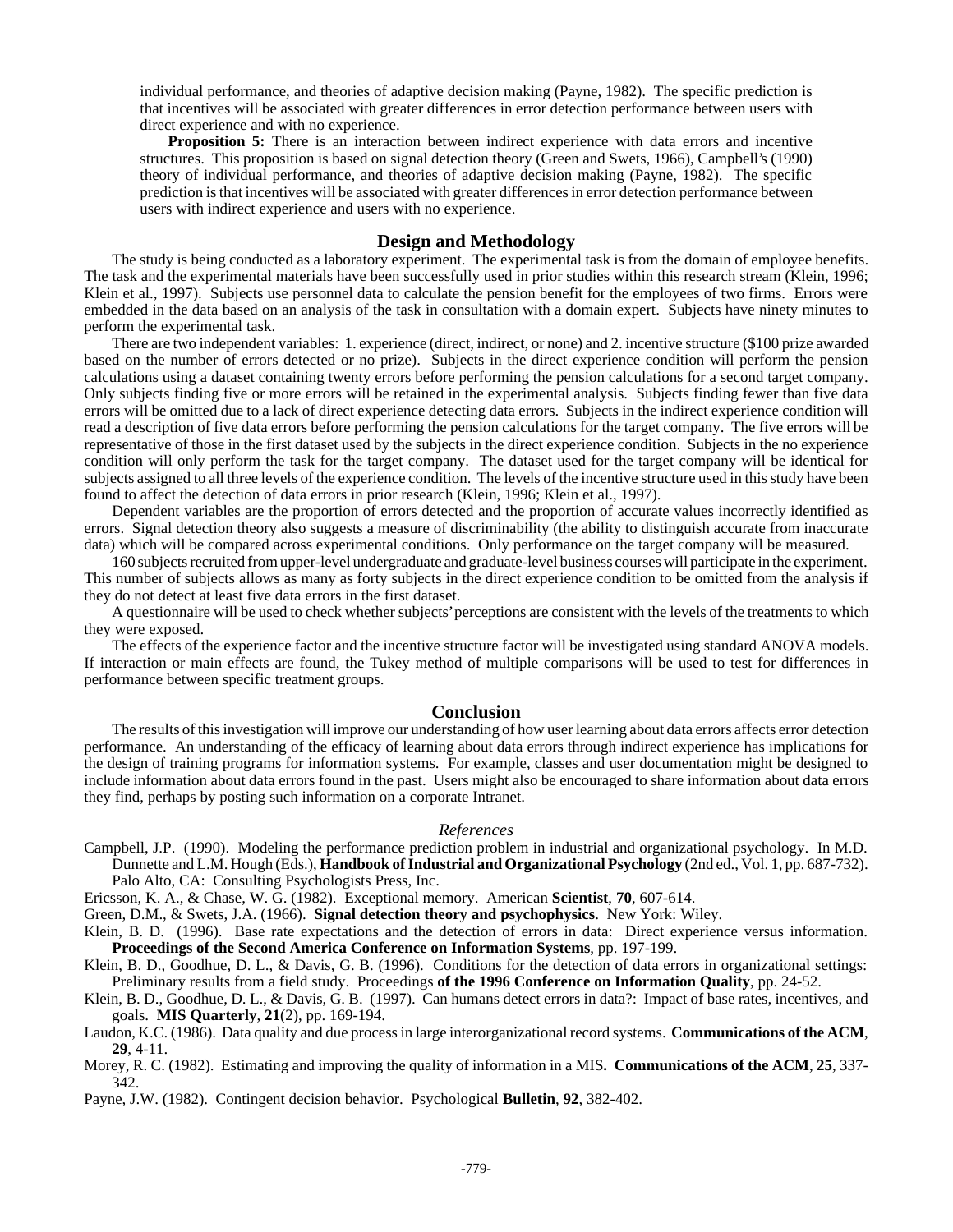individual performance, and theories of adaptive decision making (Payne, 1982). The specific prediction is that incentives will be associated with greater differences in error detection performance between users with direct experience and with no experience.

**Proposition 5:** There is an interaction between indirect experience with data errors and incentive structures. This proposition is based on signal detection theory (Green and Swets, 1966), Campbell's (1990) theory of individual performance, and theories of adaptive decision making (Payne, 1982). The specific prediction is that incentives will be associated with greater differences in error detection performance between users with indirect experience and users with no experience.

## Design and Methodology

The study is being conducted as a laboratory experiment. The experimental task is from the domain of employee benefits. The task and the experimental materials have been successfully used in prior studies within this research stream (Klein, 1996; Klein et al., 1997). Subjects use personnel data to calculate the pension benefit for the employees of two firms. Errors were embedded in the data based on an analysis of the task in consultation with a domain expert. Subjects have ninety minutes to perform the experimental task.

There are two independent variables: 1. experience (direct, indirect, or none) and 2. incentive structure ($100 prize awarded based on the number of errors detected or no prize). Subjects in the direct experience condition will perform the pension calculations using a dataset containing twenty errors before performing the pension calculations for a second target company. Only subjects finding five or more errors will be retained in the experimental analysis. Subjects finding fewer than five data errors will be omitted due to a lack of direct experience detecting data errors. Subjects in the indirect experience condition will read a description of five data errors before performing the pension calculations for the target company. The five errors will be representative of those in the first dataset used by the subjects in the direct experience condition. Subjects in the no experience condition will only perform the task for the target company. The dataset used for the target company will be identical for subjects assigned to all three levels of the experience condition. The levels of the incentive structure used in this study have been found to affect the detection of data errors in prior research (Klein, 1996; Klein et al., 1997).

Dependent variables are the proportion of errors detected and the proportion of accurate values incorrectly identified as errors. Signal detection theory also suggests a measure of discriminability (the ability to distinguish accurate from inaccurate data) which will be compared across experimental conditions. Only performance on the target company will be measured.

160 subjects recruited from upper-level undergraduate and graduate-level business courses will participate in the experiment. This number of subjects allows as many as forty subjects in the direct experience condition to be omitted from the analysis if they do not detect at least five data errors in the first dataset.

A questionnaire will be used to check whether subjects' perceptions are consistent with the levels of the treatments to which they were exposed.

The effects of the experience factor and the incentive structure factor will be investigated using standard ANOVA models. If interaction or main effects are found, the Tukey method of multiple comparisons will be used to test for differences in performance between specific treatment groups.

## Conclusion

The results of this investigation will improve our understanding of how user learning about data errors affects error detection performance. An understanding of the efficacy of learning about data errors through indirect experience has implications for the design of training programs for information systems. For example, classes and user documentation might be designed to include information about data errors found in the past. Users might also be encouraged to share information about data errors they find, perhaps by posting such information on a corporate Intranet.

### *References*

Campbell, J.P. (1990). Modeling the performance prediction problem in industrial and organizational psychology. In M.D. Dunnette and L.M. Hough (Eds.), **Handbook of Industrial and Organizational Psychology** (2nd ed., Vol. 1, pp. 687-732). Palo Alto, CA: Consulting Psychologists Press, Inc.

Ericsson, K. A., & Chase, W. G. (1982). Exceptional memory. American **Scientist**, **70**, 607-614.

Green, D.M., & Swets, J.A. (1966). **Signal detection theory and psychophysics**. New York: Wiley.

Klein, B. D. (1996). Base rate expectations and the detection of errors in data: Direct experience versus information. **Proceedings of the Second America Conference on Information Systems**, pp. 197-199.

Klein, B. D., Goodhue, D. L., & Davis, G. B. (1996). Conditions for the detection of data errors in organizational settings: Preliminary results from a field study. Proceedings **of the 1996 Conference on Information Quality**, pp. 24-52.

Klein, B. D., Goodhue, D. L., & Davis, G. B. (1997). Can humans detect errors in data?: Impact of base rates, incentives, and goals. **MIS Quarterly**, **21**(2), pp. 169-194.

Laudon, K.C. (1986). Data quality and due process in large interorganizational record systems. **Communications of the ACM**, **29**, 4-11.

Morey, R. C. (1982). Estimating and improving the quality of information in a MIS**. Communications of the ACM**, **25**, 337-342.

Payne, J.W. (1982). Contingent decision behavior. Psychological **Bulletin**, **92**, 382-402.